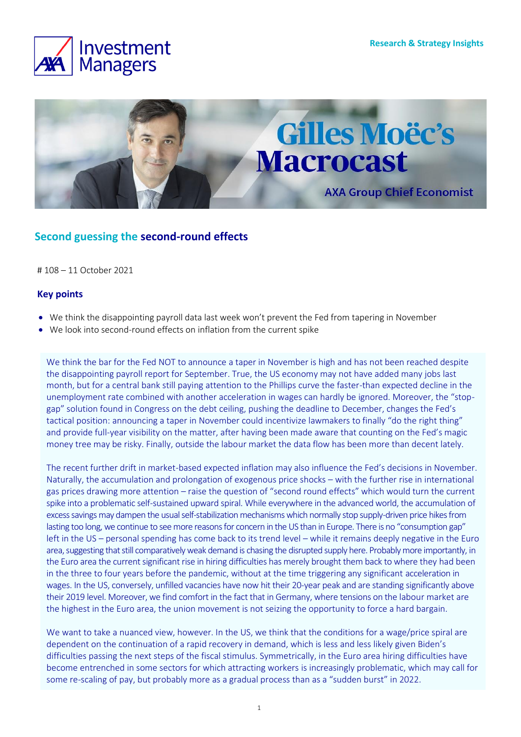Research & Strategy Insights

# Gilles Moëc's Macrocast

AXA Group Chief Economist

## Second guessing the second-round effects

# 108 – 11 October 2021

### Key points

- We think the disappointing payroll data last week won't prevent the Fed from tapering in November
- We look into second-round effects on inflation from the current spike

We think the bar for the Fed NOT to announce a taper in November is high and has not been reached despite the disappointing payroll report for September. True, the US economy may not have added many jobs last month, but for a central bank still paying attention to the Phillips curve the faster-than expected decline in the unemployment rate combined with another acceleration in wages can hardly be ignored. Moreover, the "stop-gap" solution found in Congress on the debt ceiling, pushing the deadline to December, changes the Fed's tactical position: announcing a taper in November could incentivize lawmakers to finally "do the right thing" and provide full-year visibility on the matter, after having been made aware that counting on the Fed's magic money tree may be risky. Finally, outside the labour market the data flow has been more than decent lately.

The recent further drift in market-based expected inflation may also influence the Fed's decisions in November. Naturally, the accumulation and prolongation of exogenous price shocks – with the further rise in international gas prices drawing more attention – raise the question of "second round effects" which would turn the current spike into a problematic self-sustained upward spiral. While everywhere in the advanced world, the accumulation of excess savings may dampen the usual self-stabilization mechanisms which normally stop supply-driven price hikes from lasting too long, we continue to see more reasons for concern in the US than in Europe. There is no "consumption gap" left in the US – personal spending has come back to its trend level – while it remains deeply negative in the Euro area, suggesting that still comparatively weak demand is chasing the disrupted supply here. Probably more importantly, in the Euro area the current significant rise in hiring difficulties has merely brought them back to where they had been in the three to four years before the pandemic, without at the time triggering any significant acceleration in wages. In the US, conversely, unfilled vacancies have now hit their 20-year peak and are standing significantly above their 2019 level. Moreover, we find comfort in the fact that in Germany, where tensions on the labour market are the highest in the Euro area, the union movement is not seizing the opportunity to force a hard bargain.

We want to take a nuanced view, however. In the US, we think that the conditions for a wage/price spiral are dependent on the continuation of a rapid recovery in demand, which is less and less likely given Biden's difficulties passing the next steps of the fiscal stimulus. Symmetrically, in the Euro area hiring difficulties have become entrenched in some sectors for which attracting workers is increasingly problematic, which may call for some re-scaling of pay, but probably more as a gradual process than as a "sudden burst" in 2022.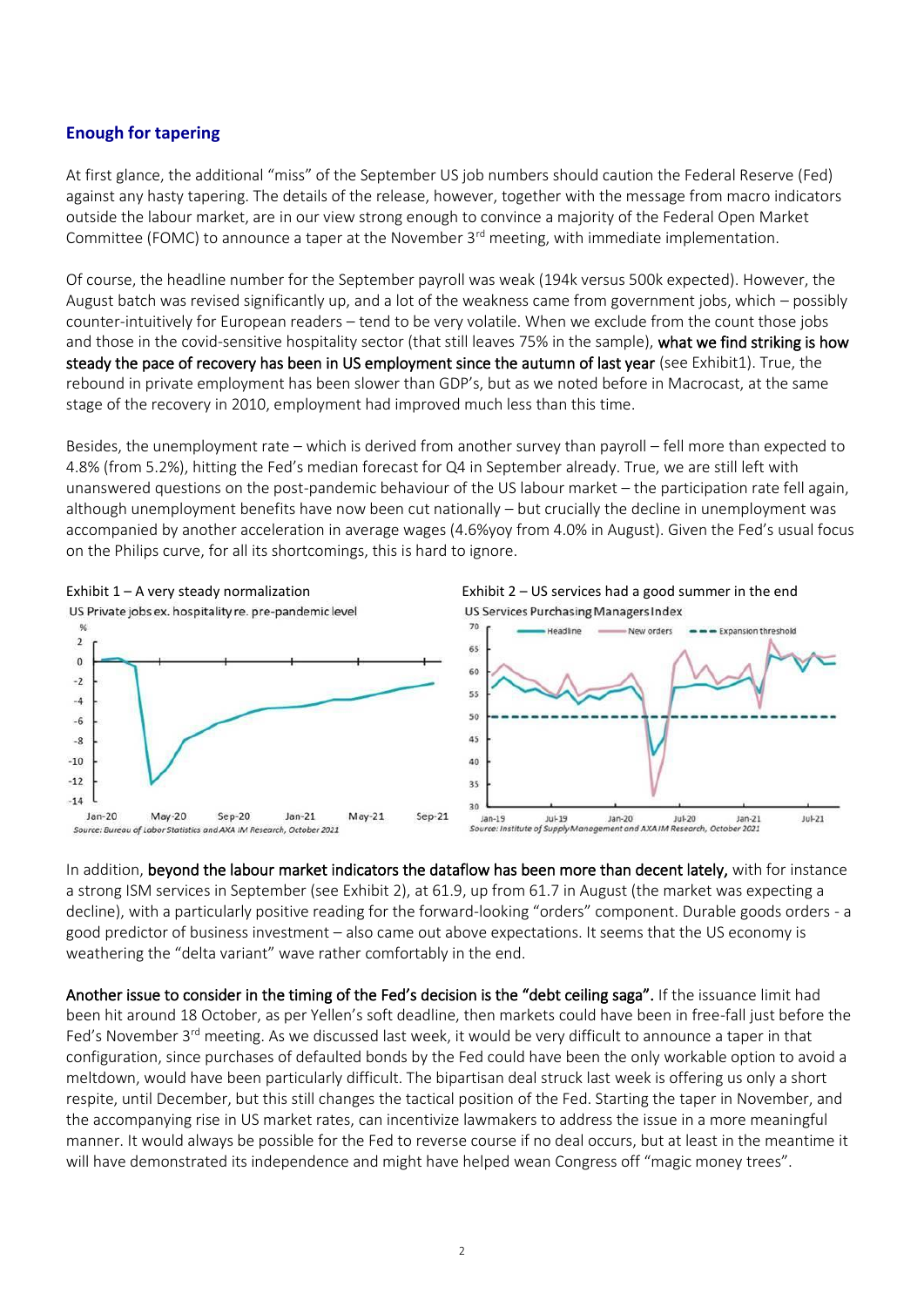## Enough for tapering

At first glance, the additional "miss" of the September US job numbers should caution the Federal Reserve (Fed) against any hasty tapering. The details of the release, however, together with the message from macro indicators outside the labour market, are in our view strong enough to convince a majority of the Federal Open Market Committee (FOMC) to announce a taper at the November 3rd meeting, with immediate implementation.

Of course, the headline number for the September payroll was weak (194k versus 500k expected). However, the August batch was revised significantly up, and a lot of the weakness came from government jobs, which – possibly counter-intuitively for European readers – tend to be very volatile. When we exclude from the count those jobs and those in the covid-sensitive hospitality sector (that still leaves 75% in the sample), **what we find striking is how steady the pace of recovery has been in US employment since the autumn of last year** (see Exhibit1). True, the rebound in private employment has been slower than GDP's, but as we noted before in Macrocast, at the same stage of the recovery in 2010, employment had improved much less than this time.

Besides, the unemployment rate – which is derived from another survey than payroll – fell more than expected to 4.8% (from 5.2%), hitting the Fed's median forecast for Q4 in September already. True, we are still left with unanswered questions on the post-pandemic behaviour of the US labour market – the participation rate fell again, although unemployment benefits have now been cut nationally – but crucially the decline in unemployment was accompanied by another acceleration in average wages (4.6%yoy from 4.0% in August). Given the Fed's usual focus on the Philips curve, for all its shortcomings, this is hard to ignore.

Exhibit 1 – A very steady normalization

US Private jobs ex. hospitality re. pre-pandemic level

*Source: Bureau of Labor Statistics and AXA IM Research, October 2021*

Exhibit 2 – US services had a good summer in the end

US Services Purchasing Managers Index

*Source: Institute of Supply Management and AXA IM Research, October 2021*

In addition, **beyond the labour market indicators the dataflow has been more than decent lately,** with for instance a strong ISM services in September (see Exhibit 2), at 61.9, up from 61.7 in August (the market was expecting a decline), with a particularly positive reading for the forward-looking "orders" component. Durable goods orders - a good predictor of business investment – also came out above expectations. It seems that the US economy is weathering the "delta variant" wave rather comfortably in the end.

**Another issue to consider in the timing of the Fed's decision is the "debt ceiling saga".** If the issuance limit had been hit around 18 October, as per Yellen's soft deadline, then markets could have been in free-fall just before the Fed's November 3rd meeting. As we discussed last week, it would be very difficult to announce a taper in that configuration, since purchases of defaulted bonds by the Fed could have been the only workable option to avoid a meltdown, would have been particularly difficult. The bipartisan deal struck last week is offering us only a short respite, until December, but this still changes the tactical position of the Fed. Starting the taper in November, and the accompanying rise in US market rates, can incentivize lawmakers to address the issue in a more meaningful manner. It would always be possible for the Fed to reverse course if no deal occurs, but at least in the meantime it will have demonstrated its independence and might have helped wean Congress off "magic money trees".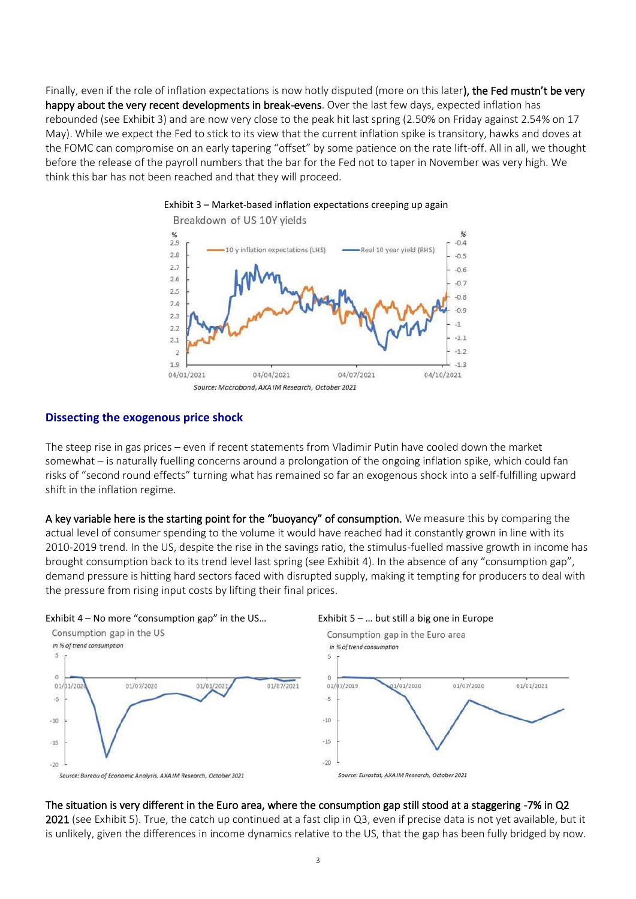Finally, even if the role of inflation expectations is now hotly disputed (more on this later**), the Fed mustn't be very happy about the very recent developments in break-evens**. Over the last few days, expected inflation has rebounded (see Exhibit 3) and are now very close to the peak hit last spring (2.50% on Friday against 2.54% on 17 May). While we expect the Fed to stick to its view that the current inflation spike is transitory, hawks and doves at the FOMC can compromise on an early tapering "offset" by some patience on the rate lift-off. All in all, we thought before the release of the payroll numbers that the bar for the Fed not to taper in November was very high. We think this bar has not been reached and that they will proceed.

Exhibit 3 – Market-based inflation expectations creeping up again

Source: Macrobond, AXA IM Research, October 2021

## Dissecting the exogenous price shock

The steep rise in gas prices – even if recent statements from Vladimir Putin have cooled down the market somewhat – is naturally fuelling concerns around a prolongation of the ongoing inflation spike, which could fan risks of "second round effects" turning what has remained so far an exogenous shock into a self-fulfilling upward shift in the inflation regime.

**A key variable here is the starting point for the "buoyancy" of consumption.** We measure this by comparing the actual level of consumer spending to the volume it would have reached had it constantly grown in line with its 2010-2019 trend. In the US, despite the rise in the savings ratio, the stimulus-fuelled massive growth in income has brought consumption back to its trend level last spring (see Exhibit 4). In the absence of any "consumption gap", demand pressure is hitting hard sectors faced with disrupted supply, making it tempting for producers to deal with the pressure from rising input costs by lifting their final prices.

Exhibit 4 – No more "consumption gap" in the US…

Source: Bureau of Economic Analysis, AXA IM Research, October 2021

Exhibit 5 – … but still a big one in Europe

Source: Eurostat, AXA IM Research, October 2021

**The situation is very different in the Euro area, where the consumption gap still stood at a staggering -7% in Q2 2021** (see Exhibit 5). True, the catch up continued at a fast clip in Q3, even if precise data is not yet available, but it is unlikely, given the differences in income dynamics relative to the US, that the gap has been fully bridged by now.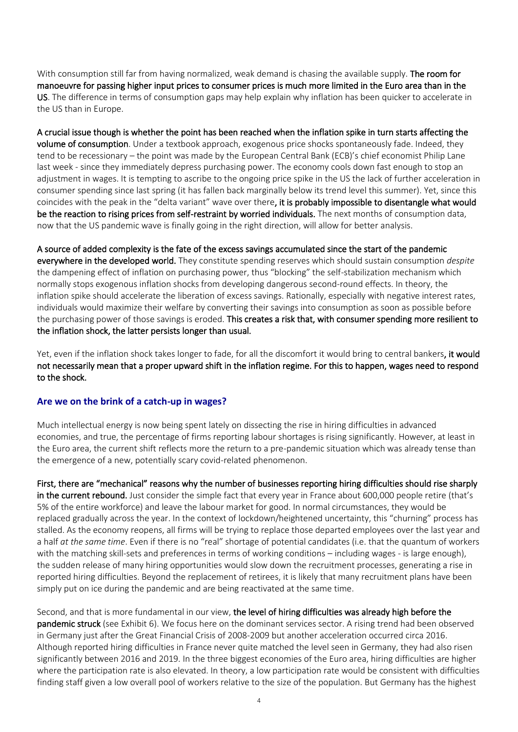With consumption still far from having normalized, weak demand is chasing the available supply. **The room for manoeuvre for passing higher input prices to consumer prices is much more limited in the Euro area than in the US**. The difference in terms of consumption gaps may help explain why inflation has been quicker to accelerate in the US than in Europe.

**A crucial issue though is whether the point has been reached when the inflation spike in turn starts affecting the volume of consumption**. Under a textbook approach, exogenous price shocks spontaneously fade. Indeed, they tend to be recessionary – the point was made by the European Central Bank (ECB)'s chief economist Philip Lane last week - since they immediately depress purchasing power. The economy cools down fast enough to stop an adjustment in wages. It is tempting to ascribe to the ongoing price spike in the US the lack of further acceleration in consumer spending since last spring (it has fallen back marginally below its trend level this summer). Yet, since this coincides with the peak in the "delta variant" wave over there**, it is probably impossible to disentangle what would be the reaction to rising prices from self-restraint by worried individuals.** The next months of consumption data, now that the US pandemic wave is finally going in the right direction, will allow for better analysis.

**A source of added complexity is the fate of the excess savings accumulated since the start of the pandemic everywhere in the developed world.** They constitute spending reserves which should sustain consumption *despite* the dampening effect of inflation on purchasing power, thus "blocking" the self-stabilization mechanism which normally stops exogenous inflation shocks from developing dangerous second-round effects. In theory, the inflation spike should accelerate the liberation of excess savings. Rationally, especially with negative interest rates, individuals would maximize their welfare by converting their savings into consumption as soon as possible before the purchasing power of those savings is eroded. **This creates a risk that, with consumer spending more resilient to the inflation shock, the latter persists longer than usual.**

Yet, even if the inflation shock takes longer to fade, for all the discomfort it would bring to central bankers**, it would not necessarily mean that a proper upward shift in the inflation regime. For this to happen, wages need to respond to the shock.**

## Are we on the brink of a catch-up in wages?

Much intellectual energy is now being spent lately on dissecting the rise in hiring difficulties in advanced economies, and true, the percentage of firms reporting labour shortages is rising significantly. However, at least in the Euro area, the current shift reflects more the return to a pre-pandemic situation which was already tense than the emergence of a new, potentially scary covid-related phenomenon.

**First, there are "mechanical" reasons why the number of businesses reporting hiring difficulties should rise sharply in the current rebound.** Just consider the simple fact that every year in France about 600,000 people retire (that's 5% of the entire workforce) and leave the labour market for good. In normal circumstances, they would be replaced gradually across the year. In the context of lockdown/heightened uncertainty, this "churning" process has stalled. As the economy reopens, all firms will be trying to replace those departed employees over the last year and a half *at the same time*. Even if there is no "real" shortage of potential candidates (i.e. that the quantum of workers with the matching skill-sets and preferences in terms of working conditions – including wages - is large enough), the sudden release of many hiring opportunities would slow down the recruitment processes, generating a rise in reported hiring difficulties. Beyond the replacement of retirees, it is likely that many recruitment plans have been simply put on ice during the pandemic and are being reactivated at the same time.

Second, and that is more fundamental in our view, **the level of hiring difficulties was already high before the pandemic struck** (see Exhibit 6). We focus here on the dominant services sector. A rising trend had been observed in Germany just after the Great Financial Crisis of 2008-2009 but another acceleration occurred circa 2016. Although reported hiring difficulties in France never quite matched the level seen in Germany, they had also risen significantly between 2016 and 2019. In the three biggest economies of the Euro area, hiring difficulties are higher where the participation rate is also elevated. In theory, a low participation rate would be consistent with difficulties finding staff given a low overall pool of workers relative to the size of the population. But Germany has the highest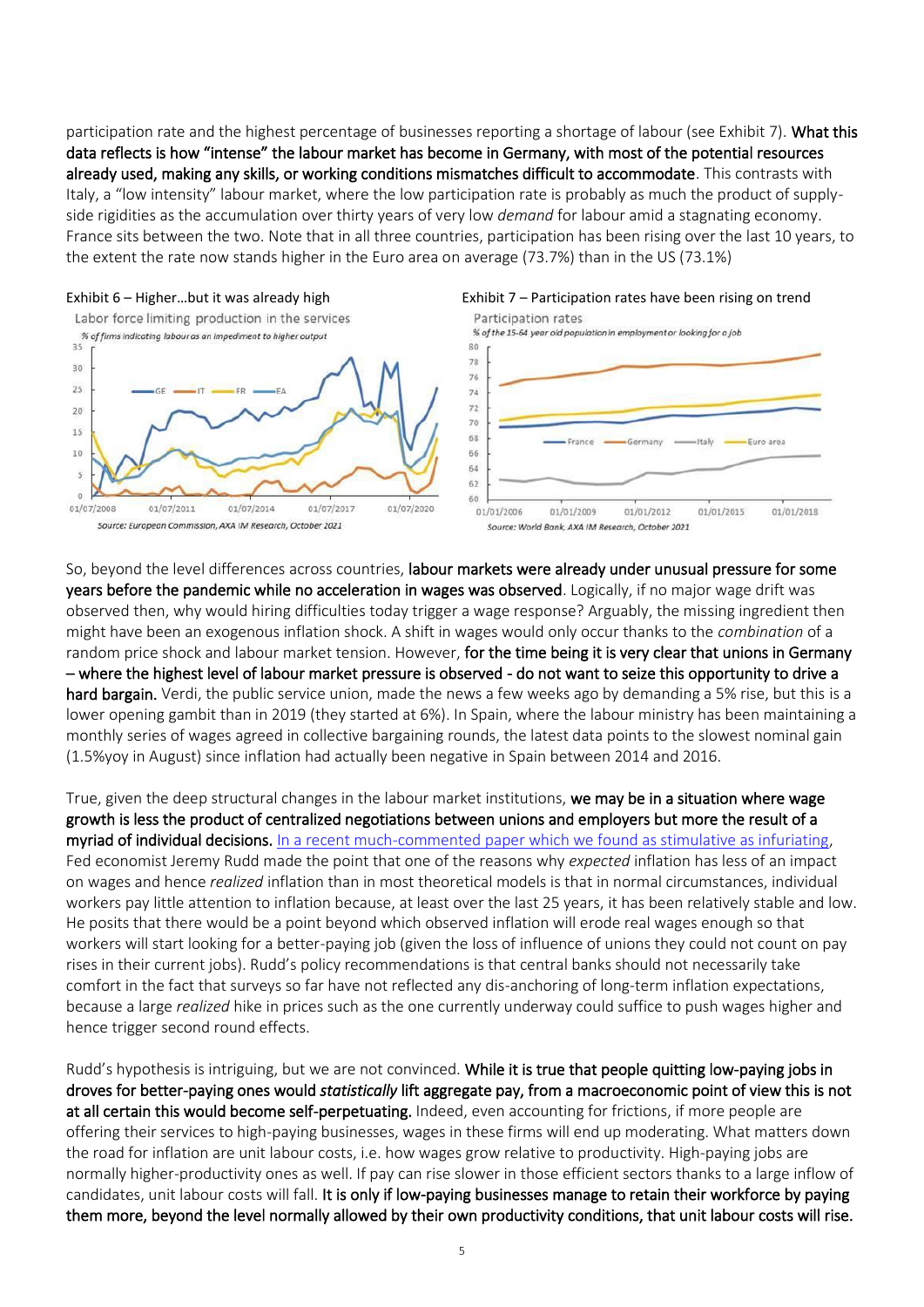participation rate and the highest percentage of businesses reporting a shortage of labour (see Exhibit 7). **What this data reflects is how "intense" the labour market has become in Germany, with most of the potential resources already used, making any skills, or working conditions mismatches difficult to accommodate**. This contrasts with Italy, a "low intensity" labour market, where the low participation rate is probably as much the product of supply-side rigidities as the accumulation over thirty years of very low *demand* for labour amid a stagnating economy. France sits between the two. Note that in all three countries, participation has been rising over the last 10 years, to the extent the rate now stands higher in the Euro area on average (73.7%) than in the US (73.1%)

Exhibit 6 – Higher…but it was already high

Labor force limiting production in the services

*% of firms indicating labour as an impediment to higher output*

*Source: European Commission, AXA IM Research, October 2021*

Exhibit 7 – Participation rates have been rising on trend

Participation rates

*% of the 15-64 year old population in employment or looking for a job*

*Source: World Bank, AXA IM Research, October 2021*

So, beyond the level differences across countries, **labour markets were already under unusual pressure for some years before the pandemic while no acceleration in wages was observed**. Logically, if no major wage drift was observed then, why would hiring difficulties today trigger a wage response? Arguably, the missing ingredient then might have been an exogenous inflation shock. A shift in wages would only occur thanks to the *combination* of a random price shock and labour market tension. However, **for the time being it is very clear that unions in Germany – where the highest level of labour market pressure is observed - do not want to seize this opportunity to drive a hard bargain.** Verdi, the public service union, made the news a few weeks ago by demanding a 5% rise, but this is a lower opening gambit than in 2019 (they started at 6%). In Spain, where the labour ministry has been maintaining a monthly series of wages agreed in collective bargaining rounds, the latest data points to the slowest nominal gain (1.5%yoy in August) since inflation had actually been negative in Spain between 2014 and 2016.

True, given the deep structural changes in the labour market institutions, **we may be in a situation where wage growth is less the product of centralized negotiations between unions and employers but more the result of a myriad of individual decisions.** In a recent much-commented paper which we found as stimulative as infuriating, Fed economist Jeremy Rudd made the point that one of the reasons why *expected* inflation has less of an impact on wages and hence *realized* inflation than in most theoretical models is that in normal circumstances, individual workers pay little attention to inflation because, at least over the last 25 years, it has been relatively stable and low. He posits that there would be a point beyond which observed inflation will erode real wages enough so that workers will start looking for a better-paying job (given the loss of influence of unions they could not count on pay rises in their current jobs). Rudd's policy recommendations is that central banks should not necessarily take comfort in the fact that surveys so far have not reflected any dis-anchoring of long-term inflation expectations, because a large *realized* hike in prices such as the one currently underway could suffice to push wages higher and hence trigger second round effects.

Rudd's hypothesis is intriguing, but we are not convinced. **While it is true that people quitting low-paying jobs in droves for better-paying ones would *statistically* lift aggregate pay, from a macroeconomic point of view this is not at all certain this would become self-perpetuating.** Indeed, even accounting for frictions, if more people are offering their services to high-paying businesses, wages in these firms will end up moderating. What matters down the road for inflation are unit labour costs, i.e. how wages grow relative to productivity. High-paying jobs are normally higher-productivity ones as well. If pay can rise slower in those efficient sectors thanks to a large inflow of candidates, unit labour costs will fall. **It is only if low-paying businesses manage to retain their workforce by paying them more, beyond the level normally allowed by their own productivity conditions, that unit labour costs will rise.**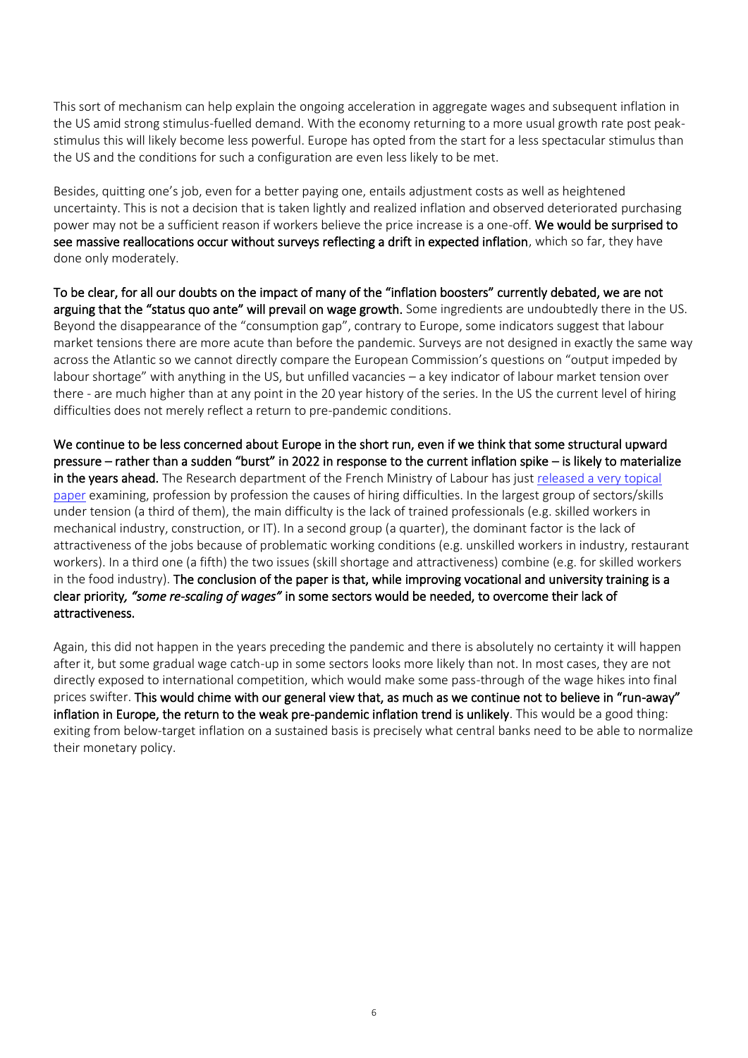This sort of mechanism can help explain the ongoing acceleration in aggregate wages and subsequent inflation in the US amid strong stimulus-fuelled demand. With the economy returning to a more usual growth rate post peak-stimulus this will likely become less powerful. Europe has opted from the start for a less spectacular stimulus than the US and the conditions for such a configuration are even less likely to be met.

Besides, quitting one's job, even for a better paying one, entails adjustment costs as well as heightened uncertainty. This is not a decision that is taken lightly and realized inflation and observed deteriorated purchasing power may not be a sufficient reason if workers believe the price increase is a one-off. **We would be surprised to see massive reallocations occur without surveys reflecting a drift in expected inflation**, which so far, they have done only moderately.

**To be clear, for all our doubts on the impact of many of the "inflation boosters" currently debated, we are not arguing that the "status quo ante" will prevail on wage growth.** Some ingredients are undoubtedly there in the US. Beyond the disappearance of the "consumption gap", contrary to Europe, some indicators suggest that labour market tensions there are more acute than before the pandemic. Surveys are not designed in exactly the same way across the Atlantic so we cannot directly compare the European Commission's questions on "output impeded by labour shortage" with anything in the US, but unfilled vacancies – a key indicator of labour market tension over there - are much higher than at any point in the 20 year history of the series. In the US the current level of hiring difficulties does not merely reflect a return to pre-pandemic conditions.

**We continue to be less concerned about Europe in the short run, even if we think that some structural upward pressure – rather than a sudden "burst" in 2022 in response to the current inflation spike – is likely to materialize in the years ahead.** The Research department of the French Ministry of Labour has just [released a very topical paper] examining, profession by profession the causes of hiring difficulties. In the largest group of sectors/skills under tension (a third of them), the main difficulty is the lack of trained professionals (e.g. skilled workers in mechanical industry, construction, or IT). In a second group (a quarter), the dominant factor is the lack of attractiveness of the jobs because of problematic working conditions (e.g. unskilled workers in industry, restaurant workers). In a third one (a fifth) the two issues (skill shortage and attractiveness) combine (e.g. for skilled workers in the food industry). **The conclusion of the paper is that, while improving vocational and university training is a clear priority, *"some re-scaling of wages"* in some sectors would be needed, to overcome their lack of attractiveness.**

Again, this did not happen in the years preceding the pandemic and there is absolutely no certainty it will happen after it, but some gradual wage catch-up in some sectors looks more likely than not. In most cases, they are not directly exposed to international competition, which would make some pass-through of the wage hikes into final prices swifter. **This would chime with our general view that, as much as we continue not to believe in "run-away" inflation in Europe, the return to the weak pre-pandemic inflation trend is unlikely**. This would be a good thing: exiting from below-target inflation on a sustained basis is precisely what central banks need to be able to normalize their monetary policy.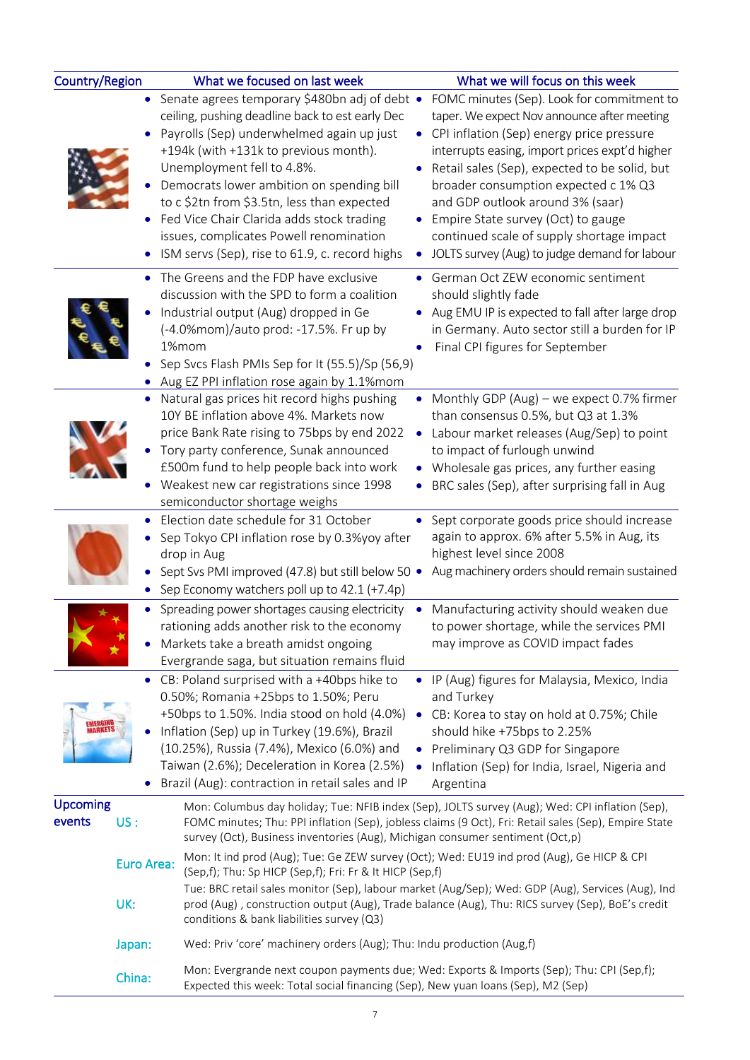| Country/Region | What we focused on last week | What we will focus on this week |
|---|---|---|
| US | • Senate agrees temporary $480bn adj of debt ceiling, pushing deadline back to est early Dec<br>• Payrolls (Sep) underwhelmed again up just +194k (with +131k to previous month). Unemployment fell to 4.8%.<br>• Democrats lower ambition on spending bill to c $2tn from $3.5tn, less than expected<br>• Fed Vice Chair Clarida adds stock trading issues, complicates Powell renomination<br>• ISM servs (Sep), rise to 61.9, c. record highs | • FOMC minutes (Sep). Look for commitment to taper. We expect Nov announce after meeting<br>• CPI inflation (Sep) energy price pressure interrupts easing, import prices expt'd higher<br>• Retail sales (Sep), expected to be solid, but broader consumption expected c 1% Q3 and GDP outlook around 3% (saar)<br>• Empire State survey (Oct) to gauge continued scale of supply shortage impact<br>• JOLTS survey (Aug) to judge demand for labour |
| Euro Area | • The Greens and the FDP have exclusive discussion with the SPD to form a coalition<br>• Industrial output (Aug) dropped in Ge (-4.0%mom)/auto prod: -17.5%. Fr up by 1%mom<br>• Sep Svcs Flash PMIs Sep for It (55.5)/Sp (56,9)<br>• Aug EZ PPI inflation rose again by 1.1%mom | • German Oct ZEW economic sentiment should slightly fade<br>• Aug EMU IP is expected to fall after large drop in Germany. Auto sector still a burden for IP<br>• Final CPI figures for September |
| UK | • Natural gas prices hit record highs pushing 10Y BE inflation above 4%. Markets now price Bank Rate rising to 75bps by end 2022<br>• Tory party conference, Sunak announced £500m fund to help people back into work<br>• Weakest new car registrations since 1998 semiconductor shortage weighs | • Monthly GDP (Aug) – we expect 0.7% firmer than consensus 0.5%, but Q3 at 1.3%<br>• Labour market releases (Aug/Sep) to point to impact of furlough unwind<br>• Wholesale gas prices, any further easing<br>• BRC sales (Sep), after surprising fall in Aug |
| Japan | • Election date schedule for 31 October<br>• Sep Tokyo CPI inflation rose by 0.3%yoy after drop in Aug<br>• Sept Svs PMI improved (47.8) but still below 50<br>• Sep Economy watchers poll up to 42.1 (+7.4p) | • Sept corporate goods price should increase again to approx. 6% after 5.5% in Aug, its highest level since 2008<br>• Aug machinery orders should remain sustained |
| China | • Spreading power shortages causing electricity rationing adds another risk to the economy<br>• Markets take a breath amidst ongoing Evergrande saga, but situation remains fluid | • Manufacturing activity should weaken due to power shortage, while the services PMI may improve as COVID impact fades |
| Emerging Markets | • CB: Poland surprised with a +40bps hike to 0.50%; Romania +25bps to 1.50%; Peru +50bps to 1.50%. India stood on hold (4.0%)<br>• Inflation (Sep) up in Turkey (19.6%), Brazil (10.25%), Russia (7.4%), Mexico (6.0%) and Taiwan (2.6%); Deceleration in Korea (2.5%)<br>• Brazil (Aug): contraction in retail sales and IP | • IP (Aug) figures for Malaysia, Mexico, India and Turkey<br>• CB: Korea to stay on hold at 0.75%; Chile should hike +75bps to 2.25%<br>• Preliminary Q3 GDP for Singapore<br>• Inflation (Sep) for India, Israel, Nigeria and Argentina |

| Upcoming events | |
|---|---|
| US: | Mon: Columbus day holiday; Tue: NFIB index (Sep), JOLTS survey (Aug); Wed: CPI inflation (Sep), FOMC minutes; Thu: PPI inflation (Sep), jobless claims (9 Oct), Fri: Retail sales (Sep), Empire State survey (Oct), Business inventories (Aug), Michigan consumer sentiment (Oct,p) |
| Euro Area: | Mon: It ind prod (Aug); Tue: Ge ZEW survey (Oct); Wed: EU19 ind prod (Aug), Ge HICP & CPI (Sep,f); Thu: Sp HICP (Sep,f); Fri: Fr & It HICP (Sep,f) |
| UK: | Tue: BRC retail sales monitor (Sep), labour market (Aug/Sep); Wed: GDP (Aug), Services (Aug), Ind prod (Aug) , construction output (Aug), Trade balance (Aug), Thu: RICS survey (Sep), BoE's credit conditions & bank liabilities survey (Q3) |
| Japan: | Wed: Priv 'core' machinery orders (Aug); Thu: Indu production (Aug,f) |
| China: | Mon: Evergrande next coupon payments due; Wed: Exports & Imports (Sep); Thu: CPI (Sep,f); Expected this week: Total social financing (Sep), New yuan loans (Sep), M2 (Sep) |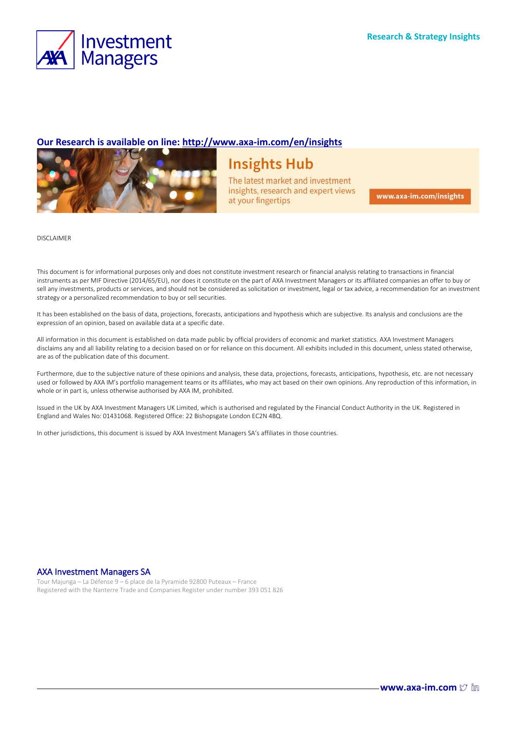**Our Research is available on line: http://www.axa-im.com/en/insights**

## Insights Hub

The latest market and investment insights, research and expert views at your fingertips

www.axa-im.com/insights

DISCLAIMER

This document is for informational purposes only and does not constitute investment research or financial analysis relating to transactions in financial instruments as per MIF Directive (2014/65/EU), nor does it constitute on the part of AXA Investment Managers or its affiliated companies an offer to buy or sell any investments, products or services, and should not be considered as solicitation or investment, legal or tax advice, a recommendation for an investment strategy or a personalized recommendation to buy or sell securities.

It has been established on the basis of data, projections, forecasts, anticipations and hypothesis which are subjective. Its analysis and conclusions are the expression of an opinion, based on available data at a specific date.

All information in this document is established on data made public by official providers of economic and market statistics. AXA Investment Managers disclaims any and all liability relating to a decision based on or for reliance on this document. All exhibits included in this document, unless stated otherwise, are as of the publication date of this document.

Furthermore, due to the subjective nature of these opinions and analysis, these data, projections, forecasts, anticipations, hypothesis, etc. are not necessary used or followed by AXA IM's portfolio management teams or its affiliates, who may act based on their own opinions. Any reproduction of this information, in whole or in part is, unless otherwise authorised by AXA IM, prohibited.

Issued in the UK by AXA Investment Managers UK Limited, which is authorised and regulated by the Financial Conduct Authority in the UK. Registered in England and Wales No: 01431068. Registered Office: 22 Bishopsgate London EC2N 4BQ.

In other jurisdictions, this document is issued by AXA Investment Managers SA's affiliates in those countries.

**AXA Investment Managers SA**

Tour Majunga – La Défense 9 – 6 place de la Pyramide 92800 Puteaux – France
Registered with the Nanterre Trade and Companies Register under number 393 051 826